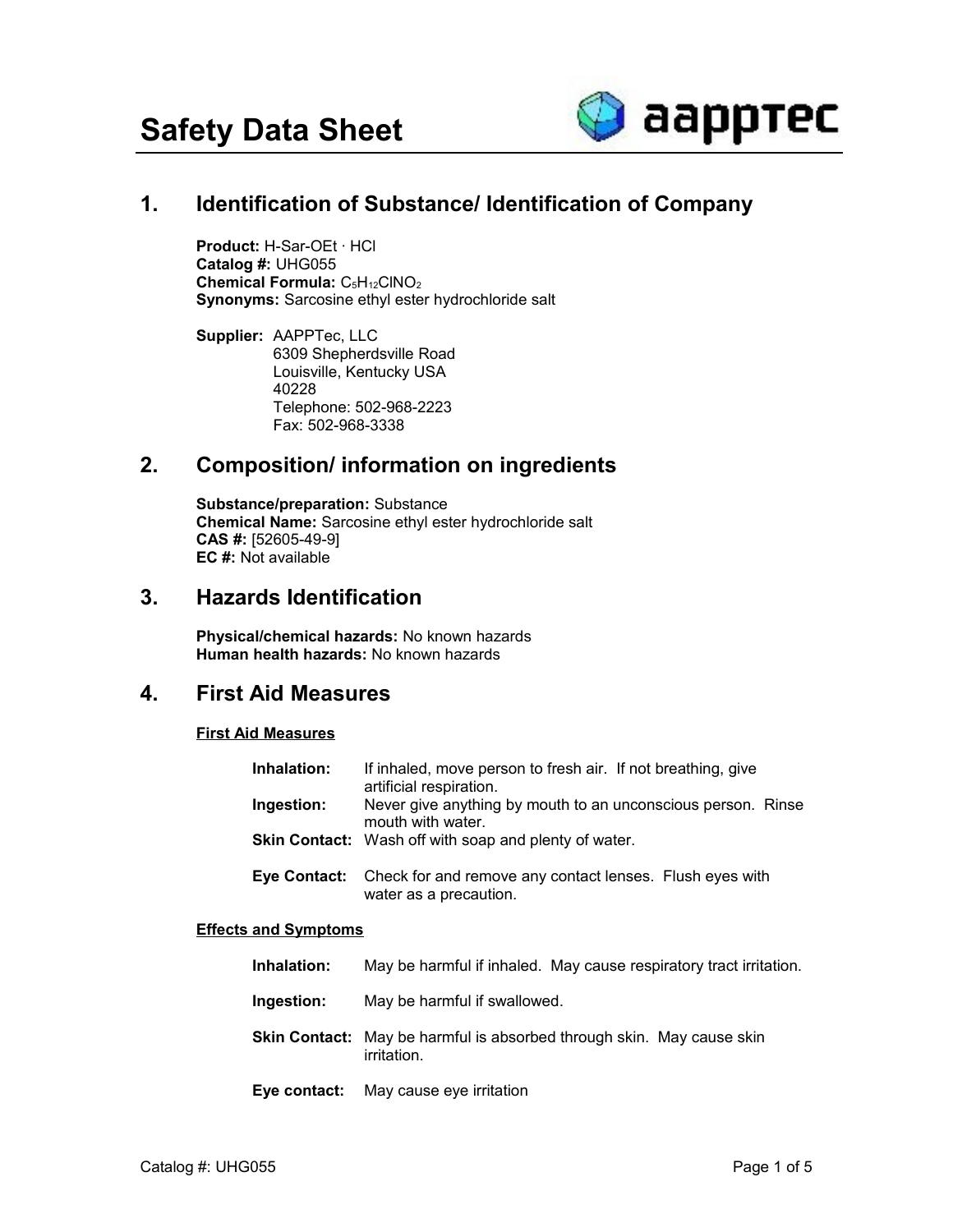# Safety Data Sheet

## 1. Identification of Substance/ Identification of Company

**Product:** H-Sar-OEt · HCl
**Catalog #:** UHG055
**Chemical Formula:** $C_5H_{12}ClNO_2$
**Synonyms:** Sarcosine ethyl ester hydrochloride salt

**Supplier:** AAPPTec, LLC
6309 Shepherdsville Road
Louisville, Kentucky USA
40228
Telephone: 502-968-2223
Fax: 502-968-3338

## 2. Composition/ information on ingredients

**Substance/preparation:** Substance
**Chemical Name:** Sarcosine ethyl ester hydrochloride salt
**CAS #:** [52605-49-9]
**EC #:** Not available

## 3. Hazards Identification

**Physical/chemical hazards:** No known hazards
**Human health hazards:** No known hazards

## 4. First Aid Measures

### First Aid Measures

**Inhalation:** If inhaled, move person to fresh air. If not breathing, give artificial respiration.

**Ingestion:** Never give anything by mouth to an unconscious person. Rinse mouth with water.

**Skin Contact:** Wash off with soap and plenty of water.

**Eye Contact:** Check for and remove any contact lenses. Flush eyes with water as a precaution.

### Effects and Symptoms

**Inhalation:** May be harmful if inhaled. May cause respiratory tract irritation.

**Ingestion:** May be harmful if swallowed.

**Skin Contact:** May be harmful is absorbed through skin. May cause skin irritation.

**Eye contact:** May cause eye irritation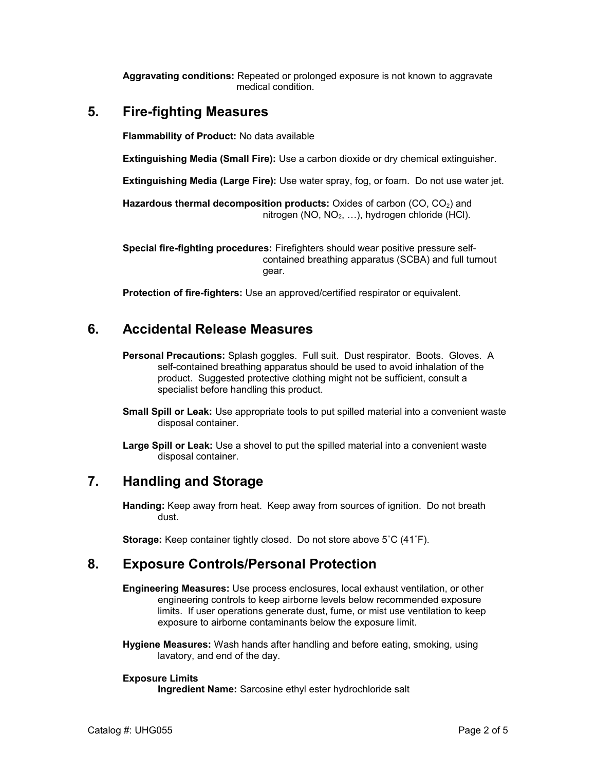**Aggravating conditions:** Repeated or prolonged exposure is not known to aggravate medical condition.

## 5. Fire-fighting Measures

**Flammability of Product:** No data available

**Extinguishing Media (Small Fire):** Use a carbon dioxide or dry chemical extinguisher.

**Extinguishing Media (Large Fire):** Use water spray, fog, or foam. Do not use water jet.

**Hazardous thermal decomposition products:** Oxides of carbon ($CO$, $CO_2$) and nitrogen ($NO$, $NO_2$, …), hydrogen chloride ($HCl$).

**Special fire-fighting procedures:** Firefighters should wear positive pressure self-contained breathing apparatus (SCBA) and full turnout gear.

**Protection of fire-fighters:** Use an approved/certified respirator or equivalent.

## 6. Accidental Release Measures

**Personal Precautions:** Splash goggles. Full suit. Dust respirator. Boots. Gloves. A self-contained breathing apparatus should be used to avoid inhalation of the product. Suggested protective clothing might not be sufficient, consult a specialist before handling this product.

**Small Spill or Leak:** Use appropriate tools to put spilled material into a convenient waste disposal container.

**Large Spill or Leak:** Use a shovel to put the spilled material into a convenient waste disposal container.

## 7. Handling and Storage

**Handing:** Keep away from heat. Keep away from sources of ignition. Do not breath dust.

**Storage:** Keep container tightly closed. Do not store above 5˚C (41˚F).

## 8. Exposure Controls/Personal Protection

**Engineering Measures:** Use process enclosures, local exhaust ventilation, or other engineering controls to keep airborne levels below recommended exposure limits. If user operations generate dust, fume, or mist use ventilation to keep exposure to airborne contaminants below the exposure limit.

**Hygiene Measures:** Wash hands after handling and before eating, smoking, using lavatory, and end of the day.

**Exposure Limits**

**Ingredient Name:** Sarcosine ethyl ester hydrochloride salt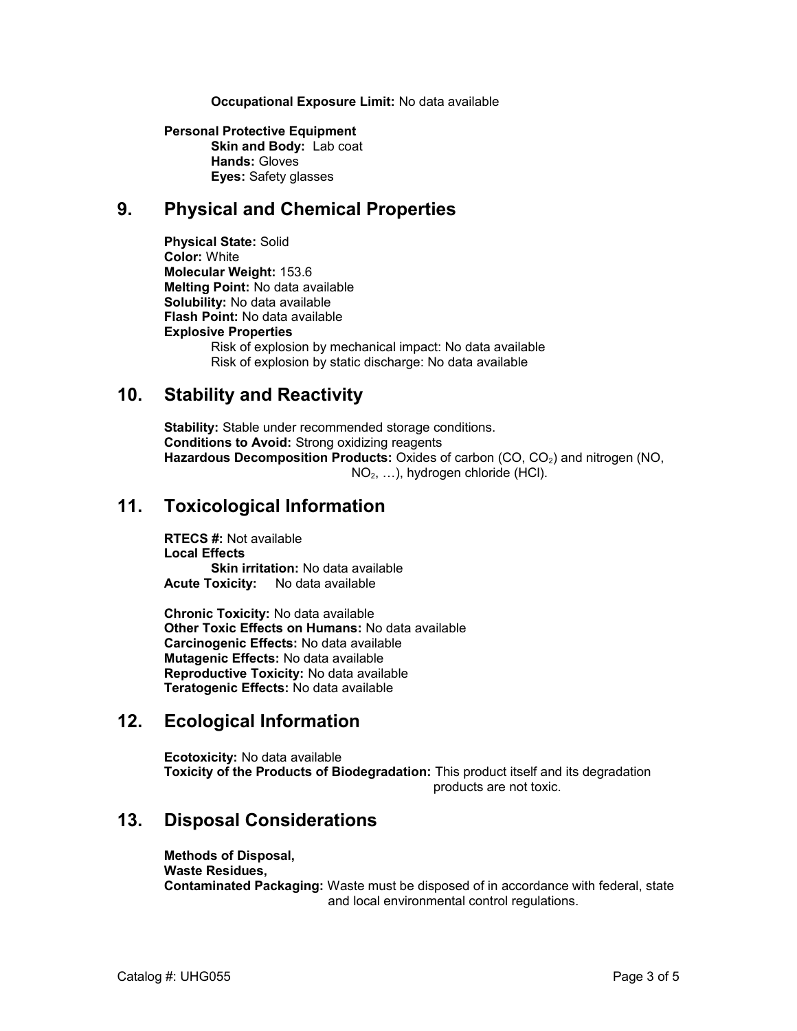**Occupational Exposure Limit:** No data available

**Personal Protective Equipment**

- **Skin and Body:** Lab coat
- **Hands:** Gloves
- **Eyes:** Safety glasses

## 9. Physical and Chemical Properties

**Physical State:** Solid
**Color:** White
**Molecular Weight:** 153.6
**Melting Point:** No data available
**Solubility:** No data available
**Flash Point:** No data available
**Explosive Properties**

- Risk of explosion by mechanical impact: No data available
- Risk of explosion by static discharge: No data available

## 10. Stability and Reactivity

**Stability:** Stable under recommended storage conditions.
**Conditions to Avoid:** Strong oxidizing reagents
**Hazardous Decomposition Products:** Oxides of carbon (CO, $CO_2$) and nitrogen (NO, $NO_2$, …), hydrogen chloride (HCl).

## 11. Toxicological Information

**RTECS #:** Not available
**Local Effects**

- **Skin irritation:** No data available

**Acute Toxicity:** No data available

**Chronic Toxicity:** No data available
**Other Toxic Effects on Humans:** No data available
**Carcinogenic Effects:** No data available
**Mutagenic Effects:** No data available
**Reproductive Toxicity:** No data available
**Teratogenic Effects:** No data available

## 12. Ecological Information

**Ecotoxicity:** No data available
**Toxicity of the Products of Biodegradation:** This product itself and its degradation products are not toxic.

## 13. Disposal Considerations

**Methods of Disposal,**
**Waste Residues,**
**Contaminated Packaging:** Waste must be disposed of in accordance with federal, state and local environmental control regulations.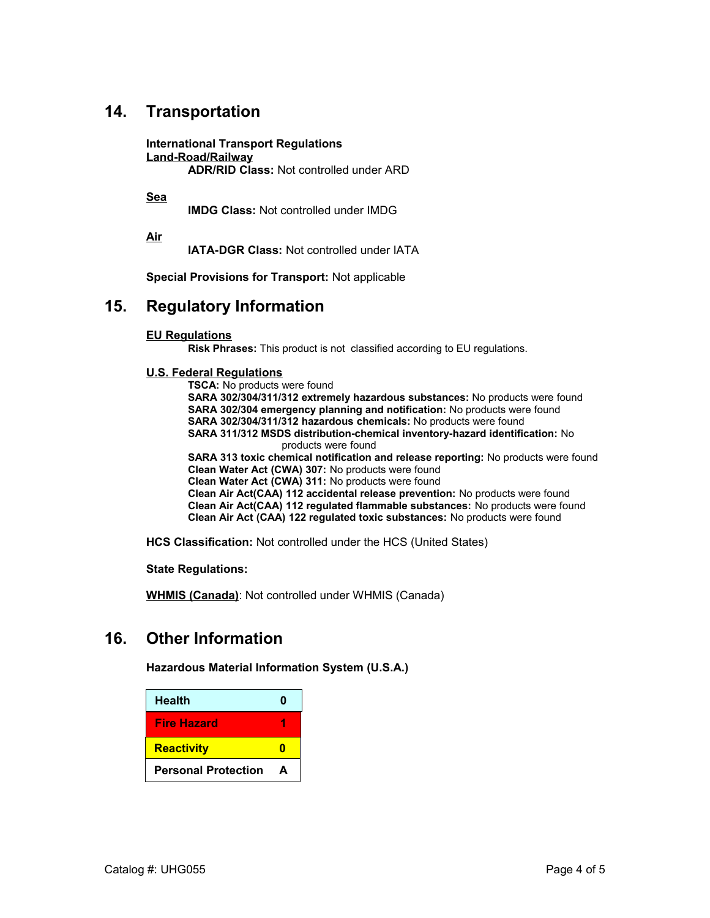## 14. Transportation

**International Transport Regulations**

**Land-Road/Railway**

**ADR/RID Class:** Not controlled under ARD

**Sea**

**IMDG Class:** Not controlled under IMDG

**Air**

**IATA-DGR Class:** Not controlled under IATA

**Special Provisions for Transport:** Not applicable

## 15. Regulatory Information

**EU Regulations**

**Risk Phrases:** This product is not classified according to EU regulations.

**U.S. Federal Regulations**

**TSCA:** No products were found
**SARA 302/304/311/312 extremely hazardous substances:** No products were found
**SARA 302/304 emergency planning and notification:** No products were found
**SARA 302/304/311/312 hazardous chemicals:** No products were found
**SARA 311/312 MSDS distribution-chemical inventory-hazard identification:** No products were found
**SARA 313 toxic chemical notification and release reporting:** No products were found
**Clean Water Act (CWA) 307:** No products were found
**Clean Water Act (CWA) 311:** No products were found
**Clean Air Act(CAA) 112 accidental release prevention:** No products were found
**Clean Air Act(CAA) 112 regulated flammable substances:** No products were found
**Clean Air Act (CAA) 122 regulated toxic substances:** No products were found

**HCS Classification:** Not controlled under the HCS (United States)

**State Regulations:**

**WHMIS (Canada)**: Not controlled under WHMIS (Canada)

## 16. Other Information

**Hazardous Material Information System (U.S.A.)**

| | |
|---|---|
| **Health** | **0** |
| **Fire Hazard** | **1** |
| **Reactivity** | **0** |
| **Personal Protection** | **A** |

Catalog #: UHG055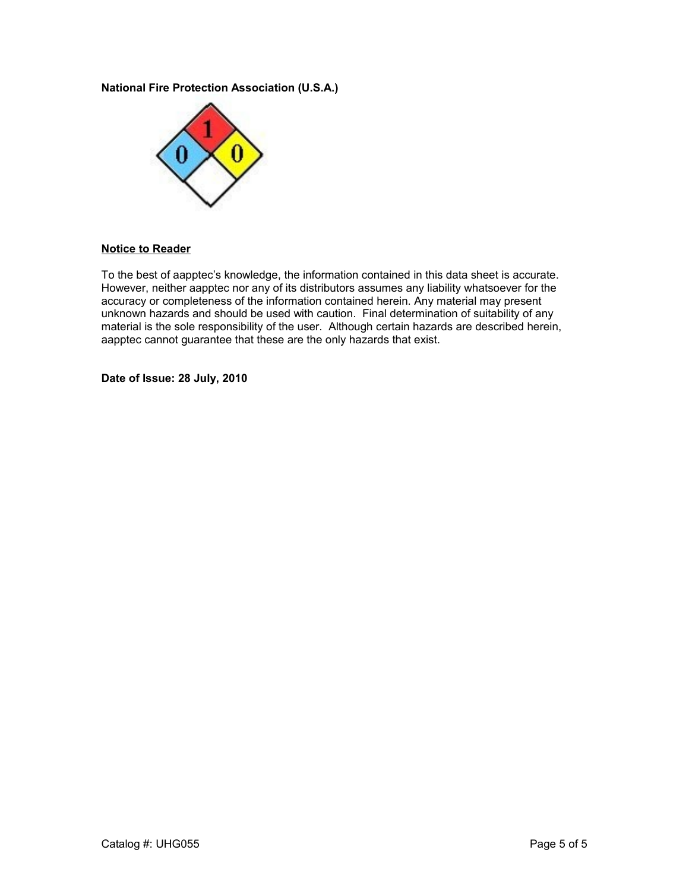**National Fire Protection Association (U.S.A.)**

1

0 0

## Notice to Reader

To the best of aapptec's knowledge, the information contained in this data sheet is accurate. However, neither aapptec nor any of its distributors assumes any liability whatsoever for the accuracy or completeness of the information contained herein. Any material may present unknown hazards and should be used with caution. Final determination of suitability of any material is the sole responsibility of the user. Although certain hazards are described herein, aapptec cannot guarantee that these are the only hazards that exist.

**Date of Issue: 28 July, 2010**

Catalog #: UHG055